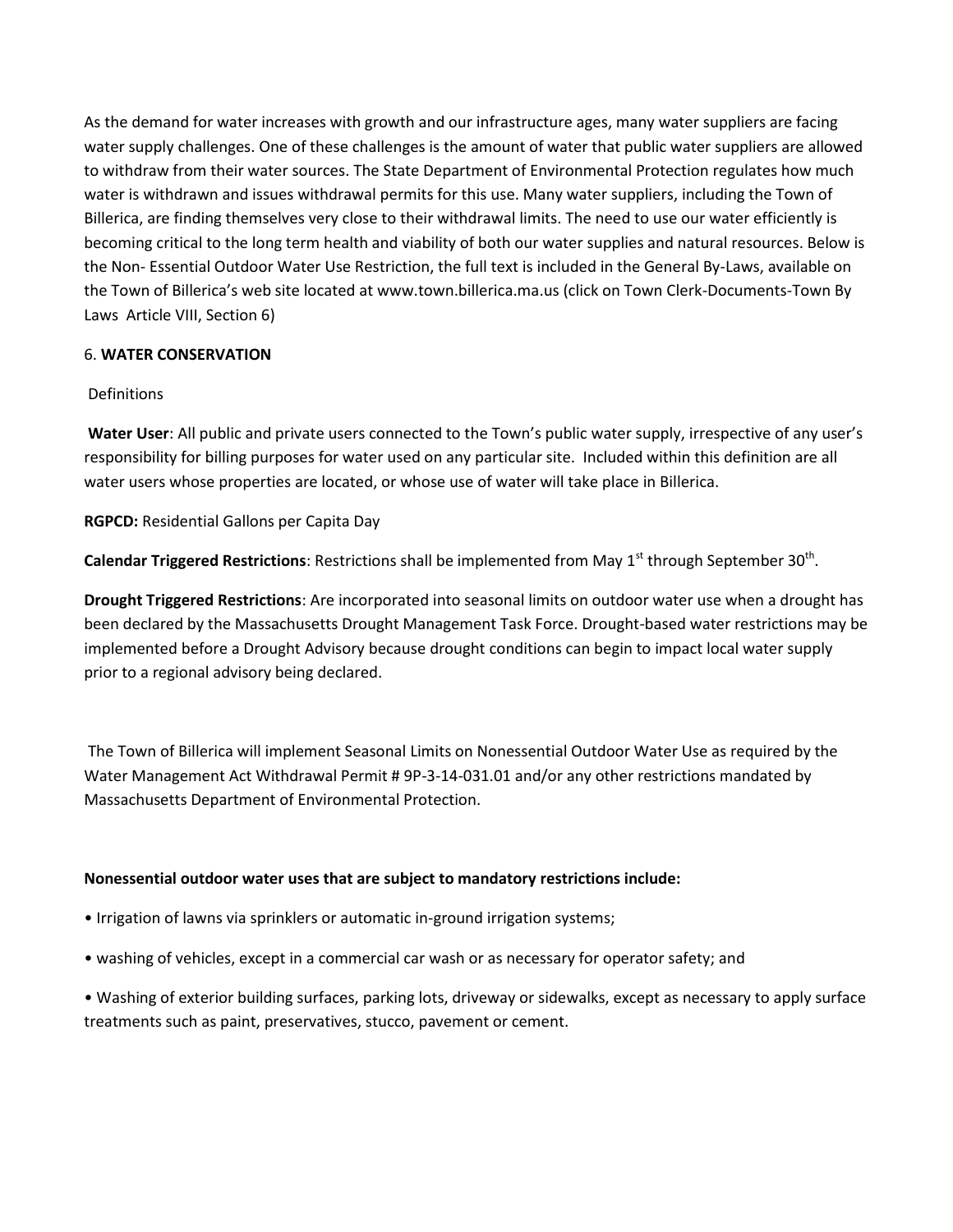As the demand for water increases with growth and our infrastructure ages, many water suppliers are facing water supply challenges. One of these challenges is the amount of water that public water suppliers are allowed to withdraw from their water sources. The State Department of Environmental Protection regulates how much water is withdrawn and issues withdrawal permits for this use. Many water suppliers, including the Town of Billerica, are finding themselves very close to their withdrawal limits. The need to use our water efficiently is becoming critical to the long term health and viability of both our water supplies and natural resources. Below is the Non- Essential Outdoor Water Use Restriction, the full text is included in the General By-Laws, available on the Town of Billerica's web site located at www.town.billerica.ma.us (click on Town Clerk-Documents-Town By Laws Article VIII, Section 6)

6. **WATER CONSERVATION**

Definitions

**Water User**: All public and private users connected to the Town's public water supply, irrespective of any user's responsibility for billing purposes for water used on any particular site. Included within this definition are all water users whose properties are located, or whose use of water will take place in Billerica.

**RGPCD:** Residential Gallons per Capita Day

**Calendar Triggered Restrictions**: Restrictions shall be implemented from May 1st through September 30th.

**Drought Triggered Restrictions**: Are incorporated into seasonal limits on outdoor water use when a drought has been declared by the Massachusetts Drought Management Task Force. Drought-based water restrictions may be implemented before a Drought Advisory because drought conditions can begin to impact local water supply prior to a regional advisory being declared.

The Town of Billerica will implement Seasonal Limits on Nonessential Outdoor Water Use as required by the Water Management Act Withdrawal Permit # 9P-3-14-031.01 and/or any other restrictions mandated by Massachusetts Department of Environmental Protection.

**Nonessential outdoor water uses that are subject to mandatory restrictions include:**

- Irrigation of lawns via sprinklers or automatic in-ground irrigation systems;
- washing of vehicles, except in a commercial car wash or as necessary for operator safety; and
- Washing of exterior building surfaces, parking lots, driveway or sidewalks, except as necessary to apply surface treatments such as paint, preservatives, stucco, pavement or cement.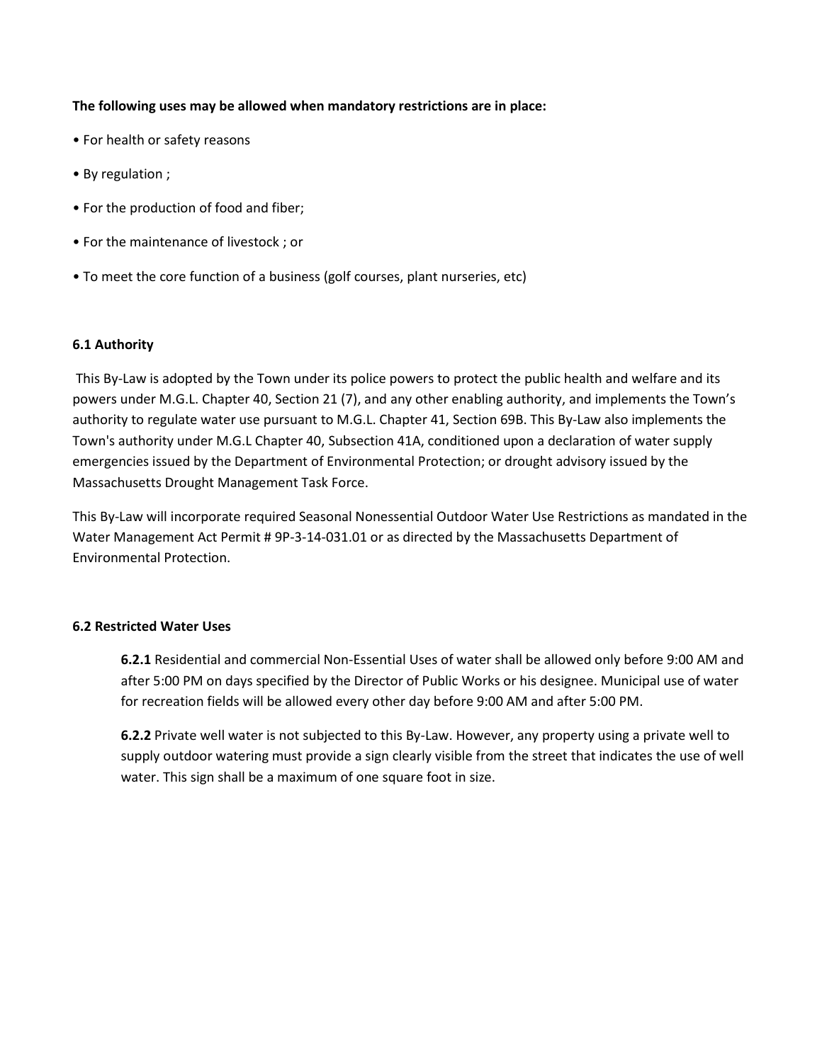**The following uses may be allowed when mandatory restrictions are in place:**

- For health or safety reasons
- By regulation ;
- For the production of food and fiber;
- For the maintenance of livestock ; or
- To meet the core function of a business (golf courses, plant nurseries, etc)

### 6.1 Authority

This By-Law is adopted by the Town under its police powers to protect the public health and welfare and its powers under M.G.L. Chapter 40, Section 21 (7), and any other enabling authority, and implements the Town's authority to regulate water use pursuant to M.G.L. Chapter 41, Section 69B. This By-Law also implements the Town's authority under M.G.L Chapter 40, Subsection 41A, conditioned upon a declaration of water supply emergencies issued by the Department of Environmental Protection; or drought advisory issued by the Massachusetts Drought Management Task Force.

This By-Law will incorporate required Seasonal Nonessential Outdoor Water Use Restrictions as mandated in the Water Management Act Permit # 9P-3-14-031.01 or as directed by the Massachusetts Department of Environmental Protection.

### 6.2 Restricted Water Uses

**6.2.1** Residential and commercial Non-Essential Uses of water shall be allowed only before 9:00 AM and after 5:00 PM on days specified by the Director of Public Works or his designee. Municipal use of water for recreation fields will be allowed every other day before 9:00 AM and after 5:00 PM.

**6.2.2** Private well water is not subjected to this By-Law. However, any property using a private well to supply outdoor watering must provide a sign clearly visible from the street that indicates the use of well water. This sign shall be a maximum of one square foot in size.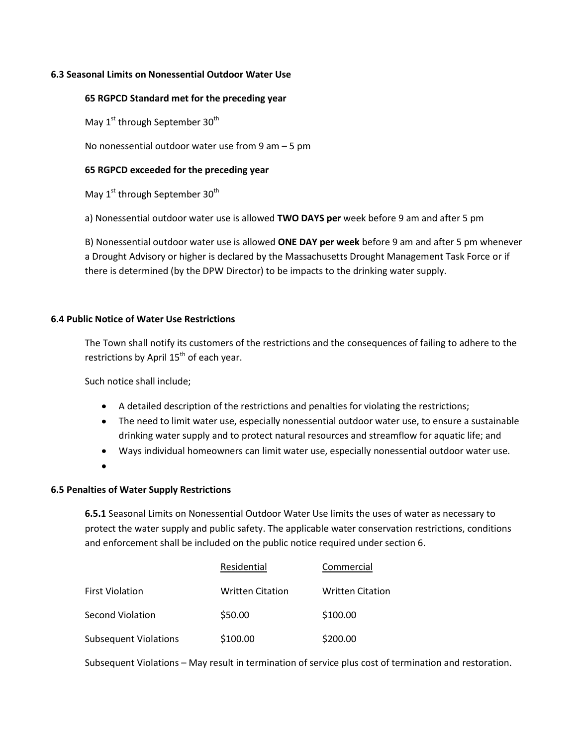### 6.3 Seasonal Limits on Nonessential Outdoor Water Use

**65 RGPCD Standard met for the preceding year**

May 1st through September 30th

No nonessential outdoor water use from 9 am – 5 pm

**65 RGPCD exceeded for the preceding year**

May 1st through September 30th

a) Nonessential outdoor water use is allowed **TWO DAYS per** week before 9 am and after 5 pm

B) Nonessential outdoor water use is allowed **ONE DAY per week** before 9 am and after 5 pm whenever a Drought Advisory or higher is declared by the Massachusetts Drought Management Task Force or if there is determined (by the DPW Director) to be impacts to the drinking water supply.

### 6.4 Public Notice of Water Use Restrictions

The Town shall notify its customers of the restrictions and the consequences of failing to adhere to the restrictions by April 15th of each year.

Such notice shall include;

- A detailed description of the restrictions and penalties for violating the restrictions;
- The need to limit water use, especially nonessential outdoor water use, to ensure a sustainable drinking water supply and to protect natural resources and streamflow for aquatic life; and
- Ways individual homeowners can limit water use, especially nonessential outdoor water use.

### 6.5 Penalties of Water Supply Restrictions

**6.5.1** Seasonal Limits on Nonessential Outdoor Water Use limits the uses of water as necessary to protect the water supply and public safety. The applicable water conservation restrictions, conditions and enforcement shall be included on the public notice required under section 6.

| | Residential | Commercial |
|---|---|---|
| First Violation | Written Citation | Written Citation |
| Second Violation | $50.00 | $100.00 |
| Subsequent Violations | $100.00 | $200.00 |

Subsequent Violations – May result in termination of service plus cost of termination and restoration.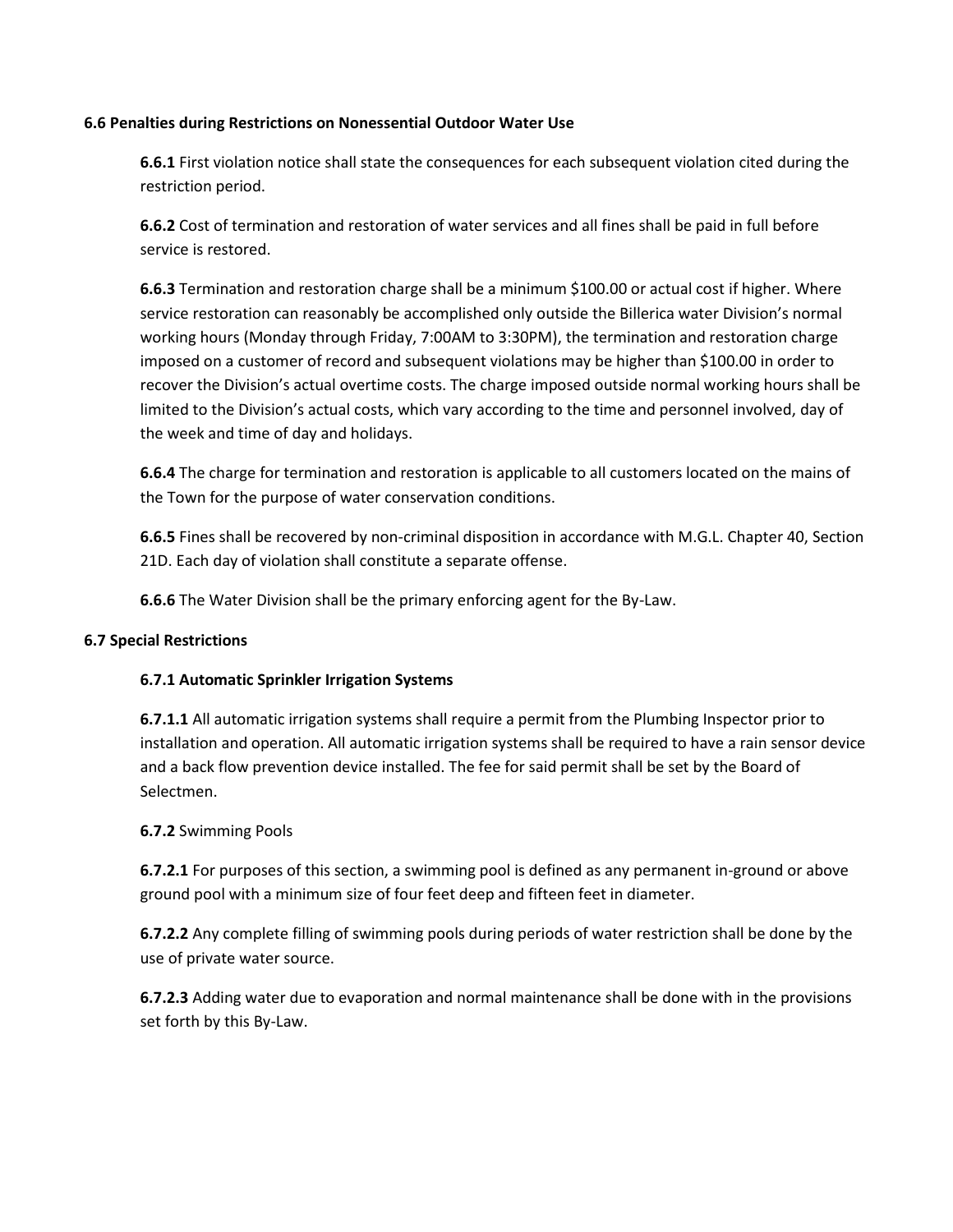**6.6 Penalties during Restrictions on Nonessential Outdoor Water Use**

**6.6.1** First violation notice shall state the consequences for each subsequent violation cited during the restriction period.

**6.6.2** Cost of termination and restoration of water services and all fines shall be paid in full before service is restored.

**6.6.3** Termination and restoration charge shall be a minimum $100.00 or actual cost if higher. Where service restoration can reasonably be accomplished only outside the Billerica water Division's normal working hours (Monday through Friday, 7:00AM to 3:30PM), the termination and restoration charge imposed on a customer of record and subsequent violations may be higher than $100.00 in order to recover the Division's actual overtime costs. The charge imposed outside normal working hours shall be limited to the Division's actual costs, which vary according to the time and personnel involved, day of the week and time of day and holidays.

**6.6.4** The charge for termination and restoration is applicable to all customers located on the mains of the Town for the purpose of water conservation conditions.

**6.6.5** Fines shall be recovered by non-criminal disposition in accordance with M.G.L. Chapter 40, Section 21D. Each day of violation shall constitute a separate offense.

**6.6.6** The Water Division shall be the primary enforcing agent for the By-Law.

**6.7 Special Restrictions**

**6.7.1 Automatic Sprinkler Irrigation Systems**

**6.7.1.1** All automatic irrigation systems shall require a permit from the Plumbing Inspector prior to installation and operation. All automatic irrigation systems shall be required to have a rain sensor device and a back flow prevention device installed. The fee for said permit shall be set by the Board of Selectmen.

**6.7.2** Swimming Pools

**6.7.2.1** For purposes of this section, a swimming pool is defined as any permanent in-ground or above ground pool with a minimum size of four feet deep and fifteen feet in diameter.

**6.7.2.2** Any complete filling of swimming pools during periods of water restriction shall be done by the use of private water source.

**6.7.2.3** Adding water due to evaporation and normal maintenance shall be done with in the provisions set forth by this By-Law.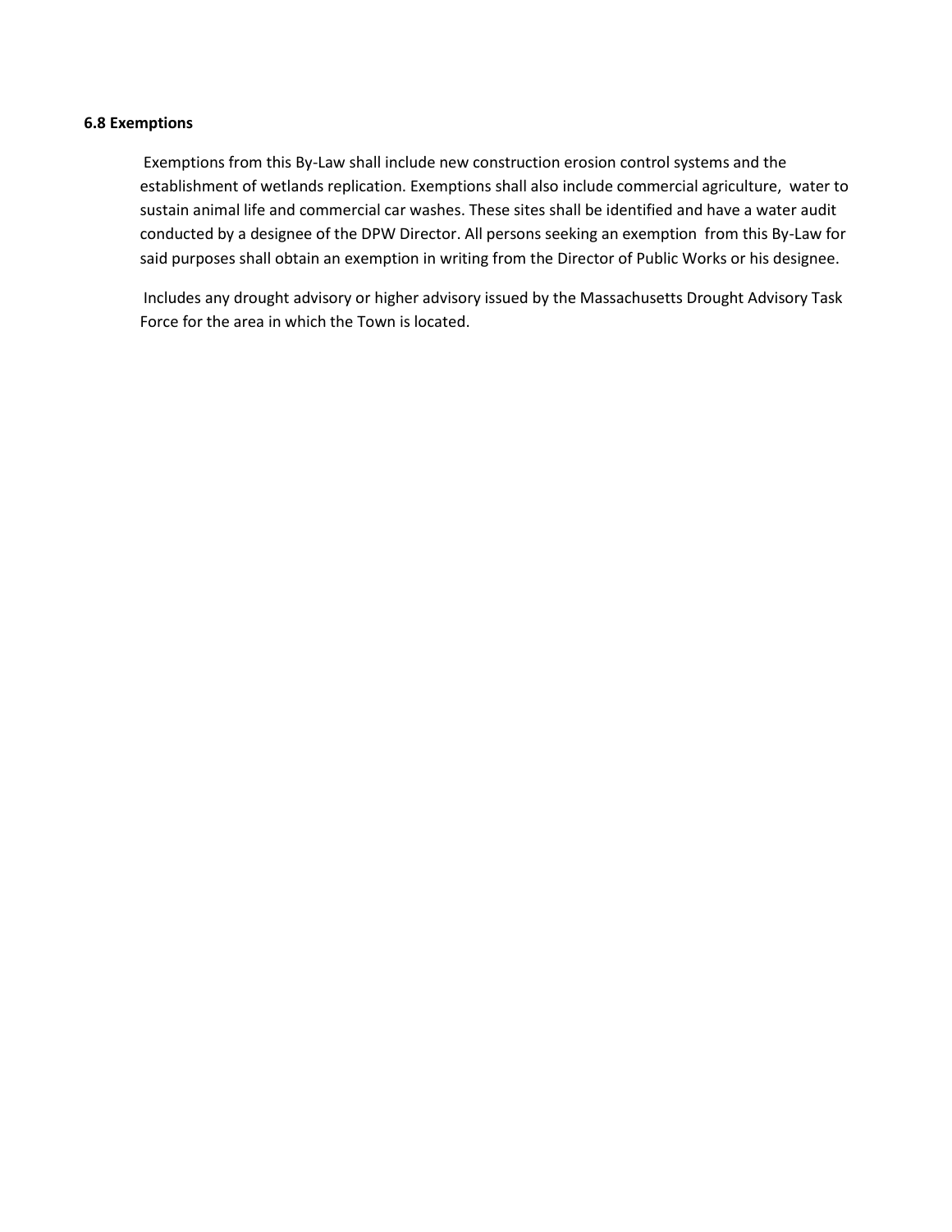**6.8 Exemptions**

Exemptions from this By-Law shall include new construction erosion control systems and the establishment of wetlands replication. Exemptions shall also include commercial agriculture, water to sustain animal life and commercial car washes. These sites shall be identified and have a water audit conducted by a designee of the DPW Director. All persons seeking an exemption from this By-Law for said purposes shall obtain an exemption in writing from the Director of Public Works or his designee.

Includes any drought advisory or higher advisory issued by the Massachusetts Drought Advisory Task Force for the area in which the Town is located.